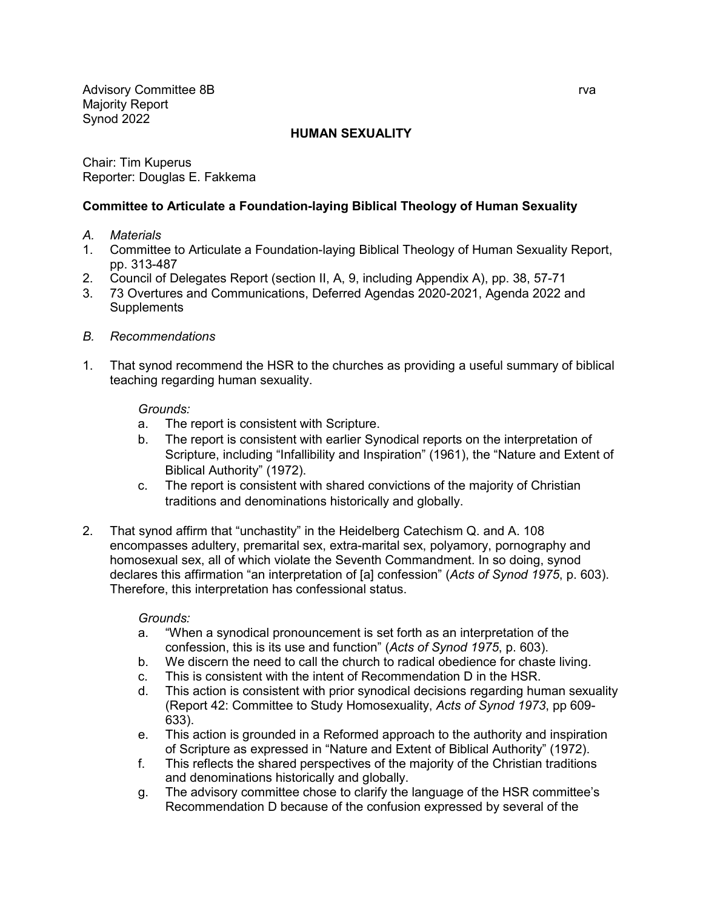Advisory Committee 8B rva
Majority Report
Synod 2022

## HUMAN SEXUALITY

Chair: Tim Kuperus
Reporter: Douglas E. Fakkema

### Committee to Articulate a Foundation-laying Biblical Theology of Human Sexuality

*A. Materials*

1. Committee to Articulate a Foundation-laying Biblical Theology of Human Sexuality Report, pp. 313-487
2. Council of Delegates Report (section II, A, 9, including Appendix A), pp. 38, 57-71
3. 73 Overtures and Communications, Deferred Agendas 2020-2021, Agenda 2022 and Supplements

*B. Recommendations*

1. That synod recommend the HSR to the churches as providing a useful summary of biblical teaching regarding human sexuality.

   *Grounds:*
   a. The report is consistent with Scripture.
   b. The report is consistent with earlier Synodical reports on the interpretation of Scripture, including "Infallibility and Inspiration" (1961), the "Nature and Extent of Biblical Authority" (1972).
   c. The report is consistent with shared convictions of the majority of Christian traditions and denominations historically and globally.

2. That synod affirm that "unchastity" in the Heidelberg Catechism Q. and A. 108 encompasses adultery, premarital sex, extra-marital sex, polyamory, pornography and homosexual sex, all of which violate the Seventh Commandment. In so doing, synod declares this affirmation "an interpretation of [a] confession" (*Acts of Synod 1975*, p. 603). Therefore, this interpretation has confessional status.

   *Grounds:*
   a. "When a synodical pronouncement is set forth as an interpretation of the confession, this is its use and function" (*Acts of Synod 1975*, p. 603).
   b. We discern the need to call the church to radical obedience for chaste living.
   c. This is consistent with the intent of Recommendation D in the HSR.
   d. This action is consistent with prior synodical decisions regarding human sexuality (Report 42: Committee to Study Homosexuality, *Acts of Synod 1973*, pp 609-633).
   e. This action is grounded in a Reformed approach to the authority and inspiration of Scripture as expressed in "Nature and Extent of Biblical Authority" (1972).
   f. This reflects the shared perspectives of the majority of the Christian traditions and denominations historically and globally.
   g. The advisory committee chose to clarify the language of the HSR committee's Recommendation D because of the confusion expressed by several of the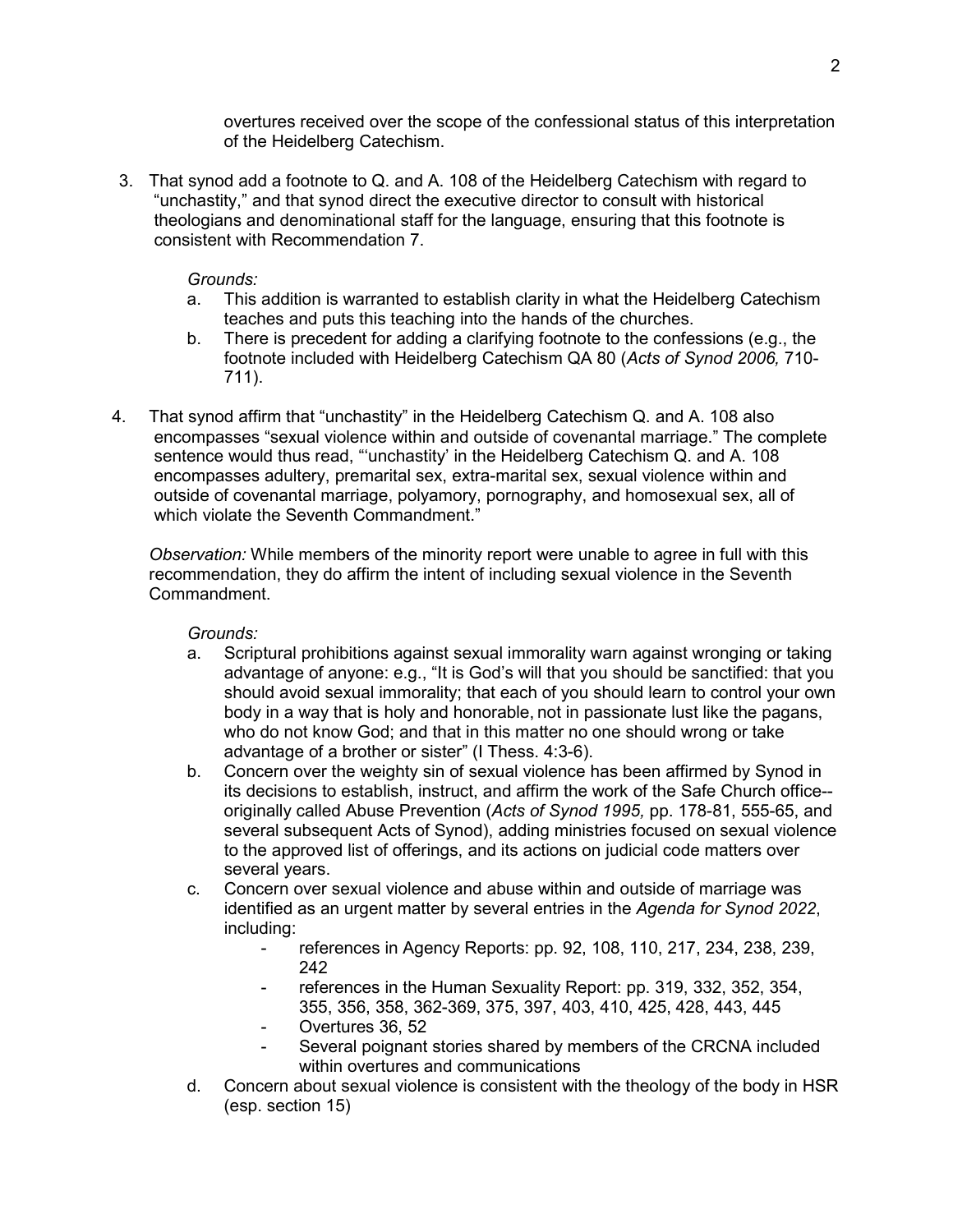overtures received over the scope of the confessional status of this interpretation of the Heidelberg Catechism.

3. That synod add a footnote to Q. and A. 108 of the Heidelberg Catechism with regard to "unchastity," and that synod direct the executive director to consult with historical theologians and denominational staff for the language, ensuring that this footnote is consistent with Recommendation 7.

   *Grounds:*
   
   a. This addition is warranted to establish clarity in what the Heidelberg Catechism teaches and puts this teaching into the hands of the churches.
   
   b. There is precedent for adding a clarifying footnote to the confessions (e.g., the footnote included with Heidelberg Catechism QA 80 (*Acts of Synod 2006,* 710-711).

4. That synod affirm that "unchastity" in the Heidelberg Catechism Q. and A. 108 also encompasses "sexual violence within and outside of covenantal marriage." The complete sentence would thus read, "'unchastity' in the Heidelberg Catechism Q. and A. 108 encompasses adultery, premarital sex, extra-marital sex, sexual violence within and outside of covenantal marriage, polyamory, pornography, and homosexual sex, all of which violate the Seventh Commandment."

   *Observation:* While members of the minority report were unable to agree in full with this recommendation, they do affirm the intent of including sexual violence in the Seventh Commandment.

   *Grounds:*
   
   a. Scriptural prohibitions against sexual immorality warn against wronging or taking advantage of anyone: e.g., "It is God's will that you should be sanctified: that you should avoid sexual immorality; that each of you should learn to control your own body in a way that is holy and honorable, not in passionate lust like the pagans, who do not know God; and that in this matter no one should wrong or take advantage of a brother or sister" (I Thess. 4:3-6).
   
   b. Concern over the weighty sin of sexual violence has been affirmed by Synod in its decisions to establish, instruct, and affirm the work of the Safe Church office--originally called Abuse Prevention (*Acts of Synod 1995,* pp. 178-81, 555-65, and several subsequent Acts of Synod), adding ministries focused on sexual violence to the approved list of offerings, and its actions on judicial code matters over several years.
   
   c. Concern over sexual violence and abuse within and outside of marriage was identified as an urgent matter by several entries in the *Agenda for Synod 2022*, including:
      - references in Agency Reports: pp. 92, 108, 110, 217, 234, 238, 239, 242
      - references in the Human Sexuality Report: pp. 319, 332, 352, 354, 355, 356, 358, 362-369, 375, 397, 403, 410, 425, 428, 443, 445
      - Overtures 36, 52
      - Several poignant stories shared by members of the CRCNA included within overtures and communications
   
   d. Concern about sexual violence is consistent with the theology of the body in HSR (esp. section 15)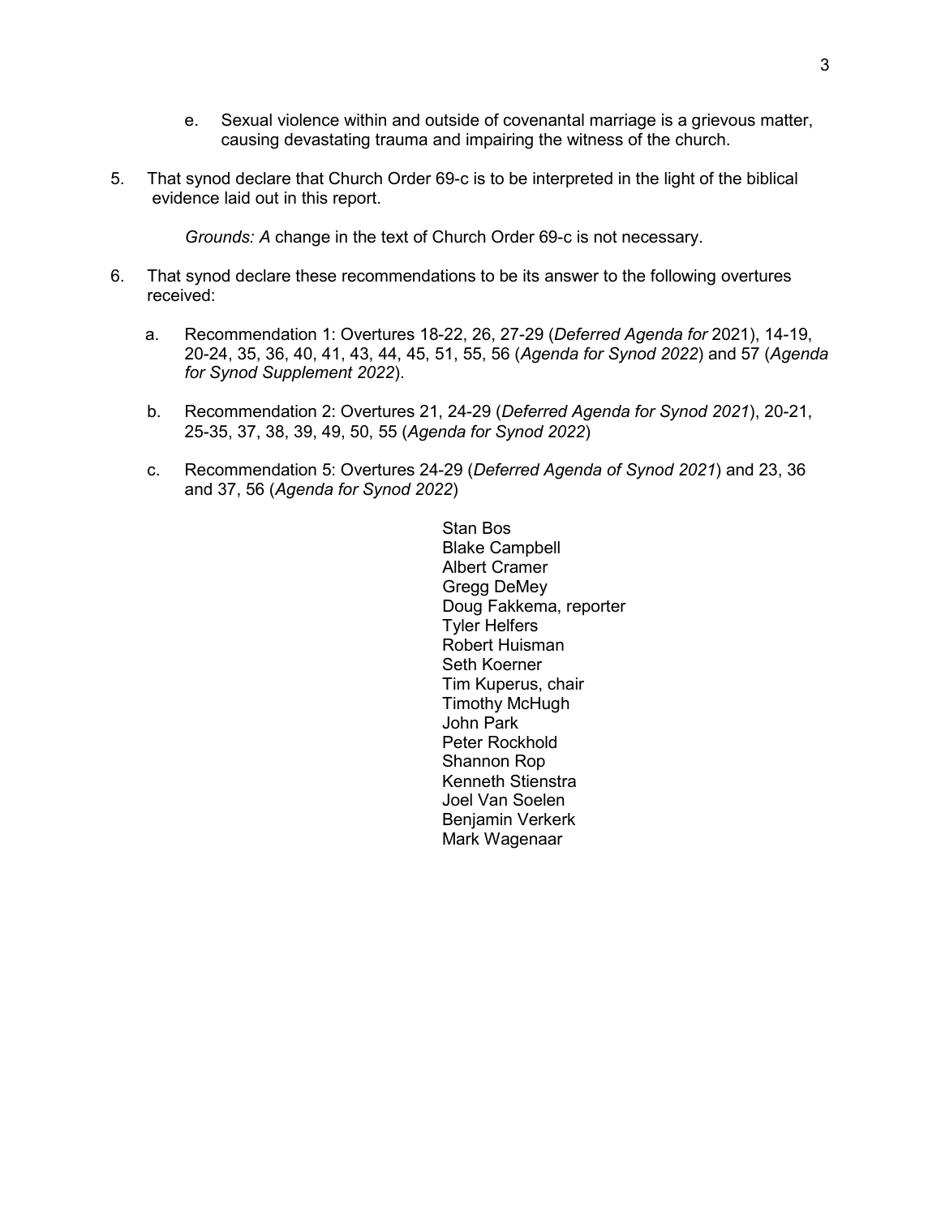e. Sexual violence within and outside of covenantal marriage is a grievous matter, causing devastating trauma and impairing the witness of the church.

5. That synod declare that Church Order 69-c is to be interpreted in the light of the biblical evidence laid out in this report.

   *Grounds: A* change in the text of Church Order 69-c is not necessary.

6. That synod declare these recommendations to be its answer to the following overtures received:

   a. Recommendation 1: Overtures 18-22, 26, 27-29 (*Deferred Agenda for* 2021), 14-19, 20-24, 35, 36, 40, 41, 43, 44, 45, 51, 55, 56 (*Agenda for Synod 2022*) and 57 (*Agenda for Synod Supplement 2022*).

   b. Recommendation 2: Overtures 21, 24-29 (*Deferred Agenda for Synod 2021*), 20-21, 25-35, 37, 38, 39, 49, 50, 55 (*Agenda for Synod 2022*)

   c. Recommendation 5: Overtures 24-29 (*Deferred Agenda of Synod 2021*) and 23, 36 and 37, 56 (*Agenda for Synod 2022*)

Stan Bos
Blake Campbell
Albert Cramer
Gregg DeMey
Doug Fakkema, reporter
Tyler Helfers
Robert Huisman
Seth Koerner
Tim Kuperus, chair
Timothy McHugh
John Park
Peter Rockhold
Shannon Rop
Kenneth Stienstra
Joel Van Soelen
Benjamin Verkerk
Mark Wagenaar